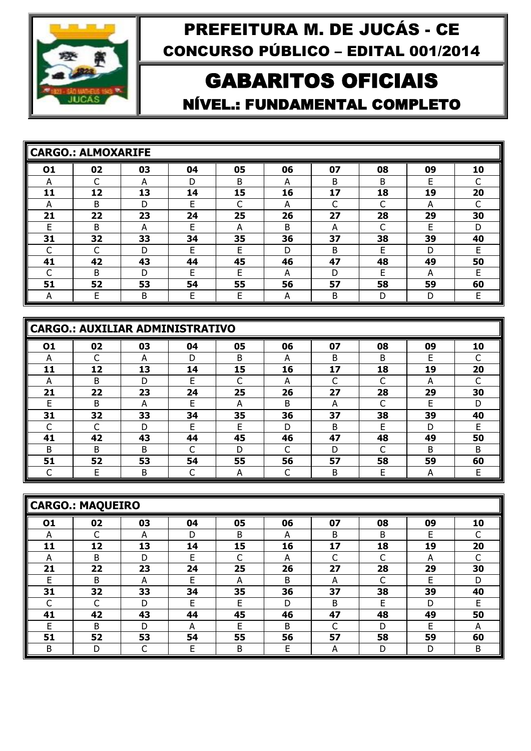# PREFEITURA M. DE JUCÁS - CE

## CONCURSO PÚBLICO – EDITAL 001/2014

# GABARITOS OFICIAIS

## NÍVEL.: FUNDAMENTAL COMPLETO

### CARGO.: ALMOXARIFE

| 01 | 02 | 03 | 04 | 05 | 06 | 07 | 08 | 09 | 10 |
|---|---|---|---|---|---|---|---|---|---|
| A | C | A | D | B | A | B | B | E | C |
| **11** | **12** | **13** | **14** | **15** | **16** | **17** | **18** | **19** | **20** |
| A | B | D | E | C | A | C | C | A | C |
| **21** | **22** | **23** | **24** | **25** | **26** | **27** | **28** | **29** | **30** |
| E | B | A | E | A | B | A | C | E | D |
| **31** | **32** | **33** | **34** | **35** | **36** | **37** | **38** | **39** | **40** |
| C | C | D | E | E | D | B | E | D | E |
| **41** | **42** | **43** | **44** | **45** | **46** | **47** | **48** | **49** | **50** |
| C | B | D | E | E | A | D | E | A | E |
| **51** | **52** | **53** | **54** | **55** | **56** | **57** | **58** | **59** | **60** |
| A | E | B | E | E | A | B | D | D | E |

### CARGO.: AUXILIAR ADMINISTRATIVO

| 01 | 02 | 03 | 04 | 05 | 06 | 07 | 08 | 09 | 10 |
|---|---|---|---|---|---|---|---|---|---|
| A | C | A | D | B | A | B | B | E | C |
| **11** | **12** | **13** | **14** | **15** | **16** | **17** | **18** | **19** | **20** |
| A | B | D | E | C | A | C | C | A | C |
| **21** | **22** | **23** | **24** | **25** | **26** | **27** | **28** | **29** | **30** |
| E | B | A | E | A | B | A | C | E | D |
| **31** | **32** | **33** | **34** | **35** | **36** | **37** | **38** | **39** | **40** |
| C | C | D | E | E | D | B | E | D | E |
| **41** | **42** | **43** | **44** | **45** | **46** | **47** | **48** | **49** | **50** |
| B | B | B | C | D | C | D | C | B | B |
| **51** | **52** | **53** | **54** | **55** | **56** | **57** | **58** | **59** | **60** |
| C | E | B | C | A | C | B | E | A | E |

### CARGO.: MAQUEIRO

| 01 | 02 | 03 | 04 | 05 | 06 | 07 | 08 | 09 | 10 |
|---|---|---|---|---|---|---|---|---|---|
| A | C | A | D | B | A | B | B | E | C |
| **11** | **12** | **13** | **14** | **15** | **16** | **17** | **18** | **19** | **20** |
| A | B | D | E | C | A | C | C | A | C |
| **21** | **22** | **23** | **24** | **25** | **26** | **27** | **28** | **29** | **30** |
| E | B | A | E | A | B | A | C | E | D |
| **31** | **32** | **33** | **34** | **35** | **36** | **37** | **38** | **39** | **40** |
| C | C | D | E | E | D | B | E | D | E |
| **41** | **42** | **43** | **44** | **45** | **46** | **47** | **48** | **49** | **50** |
| E | B | D | A | E | B | C | D | E | A |
| **51** | **52** | **53** | **54** | **55** | **56** | **57** | **58** | **59** | **60** |
| B | D | C | E | B | E | A | D | D | B |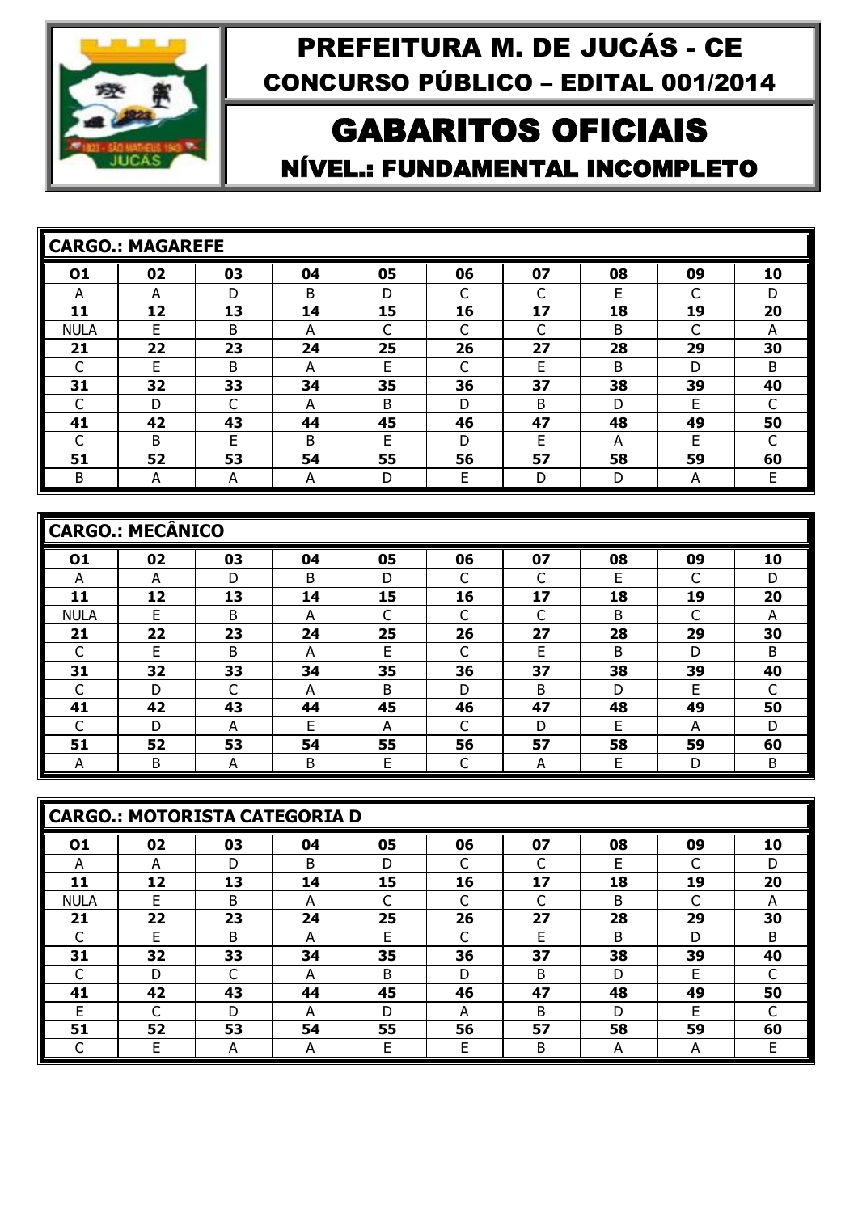# PREFEITURA M. DE JUCÁS - CE

## CONCURSO PÚBLICO – EDITAL 001/2014

# GABARITOS OFICIAIS

## NÍVEL.: FUNDAMENTAL INCOMPLETO

### CARGO.: MAGAREFE

| 01 | 02 | 03 | 04 | 05 | 06 | 07 | 08 | 09 | 10 |
|---|---|---|---|---|---|---|---|---|---|
| A | A | D | B | D | C | C | E | C | D |
| **11** | **12** | **13** | **14** | **15** | **16** | **17** | **18** | **19** | **20** |
| NULA | E | B | A | C | C | C | B | C | A |
| **21** | **22** | **23** | **24** | **25** | **26** | **27** | **28** | **29** | **30** |
| C | E | B | A | E | C | E | B | D | B |
| **31** | **32** | **33** | **34** | **35** | **36** | **37** | **38** | **39** | **40** |
| C | D | C | A | B | D | B | D | E | C |
| **41** | **42** | **43** | **44** | **45** | **46** | **47** | **48** | **49** | **50** |
| C | B | E | B | E | D | E | A | E | C |
| **51** | **52** | **53** | **54** | **55** | **56** | **57** | **58** | **59** | **60** |
| B | A | A | A | D | E | D | D | A | E |

### CARGO.: MECÂNICO

| 01 | 02 | 03 | 04 | 05 | 06 | 07 | 08 | 09 | 10 |
|---|---|---|---|---|---|---|---|---|---|
| A | A | D | B | D | C | C | E | C | D |
| **11** | **12** | **13** | **14** | **15** | **16** | **17** | **18** | **19** | **20** |
| NULA | E | B | A | C | C | C | B | C | A |
| **21** | **22** | **23** | **24** | **25** | **26** | **27** | **28** | **29** | **30** |
| C | E | B | A | E | C | E | B | D | B |
| **31** | **32** | **33** | **34** | **35** | **36** | **37** | **38** | **39** | **40** |
| C | D | C | A | B | D | B | D | E | C |
| **41** | **42** | **43** | **44** | **45** | **46** | **47** | **48** | **49** | **50** |
| C | D | A | E | A | C | D | E | A | D |
| **51** | **52** | **53** | **54** | **55** | **56** | **57** | **58** | **59** | **60** |
| A | B | A | B | E | C | A | E | D | B |

### CARGO.: MOTORISTA CATEGORIA D

| 01 | 02 | 03 | 04 | 05 | 06 | 07 | 08 | 09 | 10 |
|---|---|---|---|---|---|---|---|---|---|
| A | A | D | B | D | C | C | E | C | D |
| **11** | **12** | **13** | **14** | **15** | **16** | **17** | **18** | **19** | **20** |
| NULA | E | B | A | C | C | C | B | C | A |
| **21** | **22** | **23** | **24** | **25** | **26** | **27** | **28** | **29** | **30** |
| C | E | B | A | E | C | E | B | D | B |
| **31** | **32** | **33** | **34** | **35** | **36** | **37** | **38** | **39** | **40** |
| C | D | C | A | B | D | B | D | E | C |
| **41** | **42** | **43** | **44** | **45** | **46** | **47** | **48** | **49** | **50** |
| E | C | D | A | D | A | B | D | E | C |
| **51** | **52** | **53** | **54** | **55** | **56** | **57** | **58** | **59** | **60** |
| C | E | A | A | E | E | B | A | A | E |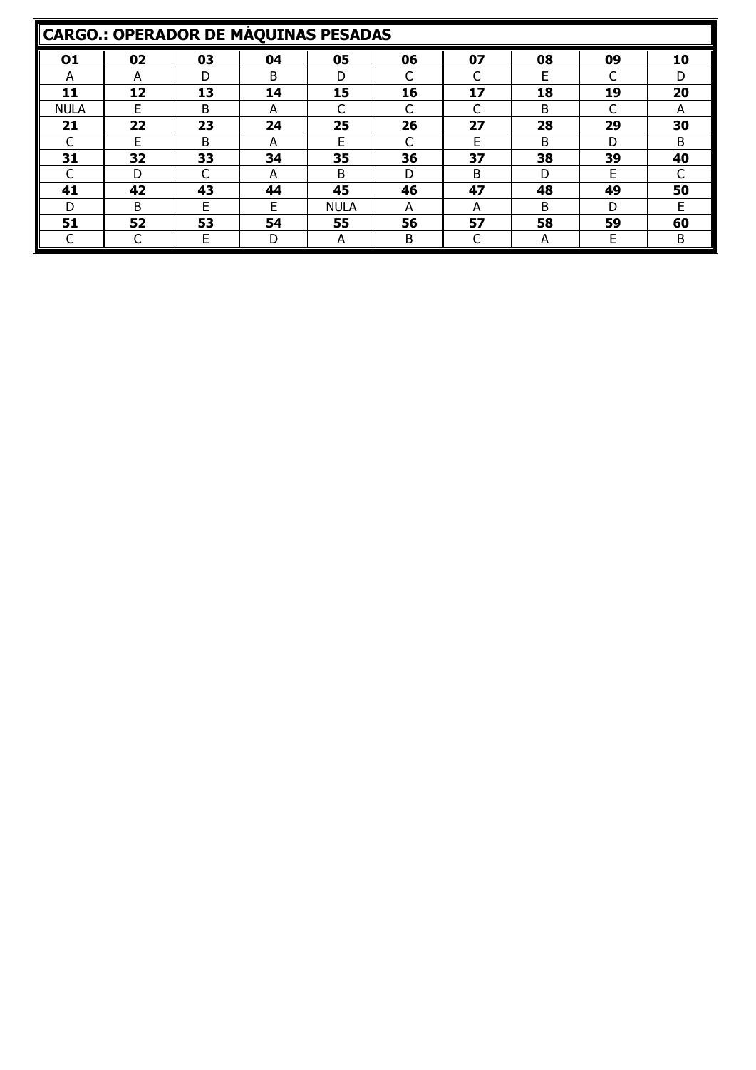## CARGO.: OPERADOR DE MÁQUINAS PESADAS

| O1 | 02 | 03 | 04 | 05 | 06 | 07 | 08 | 09 | 10 |
|---|---|---|---|---|---|---|---|---|---|
| A | A | D | B | D | C | C | E | C | D |
| **11** | **12** | **13** | **14** | **15** | **16** | **17** | **18** | **19** | **20** |
| NULA | E | B | A | C | C | C | B | C | A |
| **21** | **22** | **23** | **24** | **25** | **26** | **27** | **28** | **29** | **30** |
| C | E | B | A | E | C | E | B | D | B |
| **31** | **32** | **33** | **34** | **35** | **36** | **37** | **38** | **39** | **40** |
| C | D | C | A | B | D | B | D | E | C |
| **41** | **42** | **43** | **44** | **45** | **46** | **47** | **48** | **49** | **50** |
| D | B | E | E | NULA | A | A | B | D | E |
| **51** | **52** | **53** | **54** | **55** | **56** | **57** | **58** | **59** | **60** |
| C | C | E | D | A | B | C | A | E | B |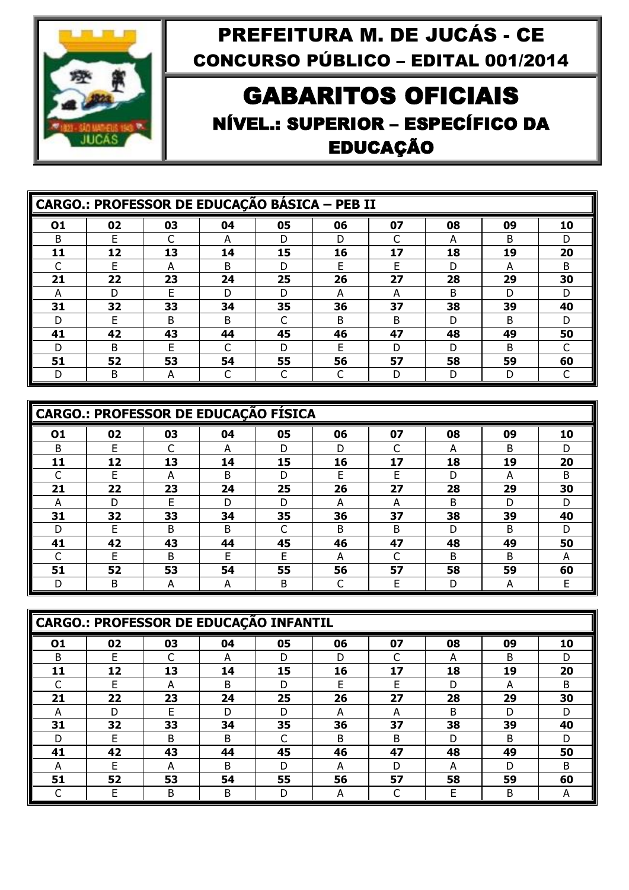# PREFEITURA M. DE JUCÁS - CE

## CONCURSO PÚBLICO – EDITAL 001/2014

# GABARITOS OFICIAIS

## NÍVEL.: SUPERIOR – ESPECÍFICO DA EDUCAÇÃO

**CARGO.: PROFESSOR DE EDUCAÇÃO BÁSICA – PEB II**

| 01 | 02 | 03 | 04 | 05 | 06 | 07 | 08 | 09 | 10 |
|---|---|---|---|---|---|---|---|---|---|
| B | E | C | A | D | D | C | A | B | D |
| **11** | **12** | **13** | **14** | **15** | **16** | **17** | **18** | **19** | **20** |
| C | E | A | B | D | E | E | D | A | B |
| **21** | **22** | **23** | **24** | **25** | **26** | **27** | **28** | **29** | **30** |
| A | D | E | D | D | A | A | B | D | D |
| **31** | **32** | **33** | **34** | **35** | **36** | **37** | **38** | **39** | **40** |
| D | E | B | B | C | B | B | D | B | D |
| **41** | **42** | **43** | **44** | **45** | **46** | **47** | **48** | **49** | **50** |
| D | B | E | C | D | E | D | D | B | C |
| **51** | **52** | **53** | **54** | **55** | **56** | **57** | **58** | **59** | **60** |
| D | B | A | C | C | C | D | D | D | C |

**CARGO.: PROFESSOR DE EDUCAÇÃO FÍSICA**

| 01 | 02 | 03 | 04 | 05 | 06 | 07 | 08 | 09 | 10 |
|---|---|---|---|---|---|---|---|---|---|
| B | E | C | A | D | D | C | A | B | D |
| **11** | **12** | **13** | **14** | **15** | **16** | **17** | **18** | **19** | **20** |
| C | E | A | B | D | E | E | D | A | B |
| **21** | **22** | **23** | **24** | **25** | **26** | **27** | **28** | **29** | **30** |
| A | D | E | D | D | A | A | B | D | D |
| **31** | **32** | **33** | **34** | **35** | **36** | **37** | **38** | **39** | **40** |
| D | E | B | B | C | B | B | D | B | D |
| **41** | **42** | **43** | **44** | **45** | **46** | **47** | **48** | **49** | **50** |
| C | E | B | E | E | A | C | B | B | A |
| **51** | **52** | **53** | **54** | **55** | **56** | **57** | **58** | **59** | **60** |
| D | B | A | A | B | C | E | D | A | E |

**CARGO.: PROFESSOR DE EDUCAÇÃO INFANTIL**

| 01 | 02 | 03 | 04 | 05 | 06 | 07 | 08 | 09 | 10 |
|---|---|---|---|---|---|---|---|---|---|
| B | E | C | A | D | D | C | A | B | D |
| **11** | **12** | **13** | **14** | **15** | **16** | **17** | **18** | **19** | **20** |
| C | E | A | B | D | E | E | D | A | B |
| **21** | **22** | **23** | **24** | **25** | **26** | **27** | **28** | **29** | **30** |
| A | D | E | D | D | A | A | B | D | D |
| **31** | **32** | **33** | **34** | **35** | **36** | **37** | **38** | **39** | **40** |
| D | E | B | B | C | B | B | D | B | D |
| **41** | **42** | **43** | **44** | **45** | **46** | **47** | **48** | **49** | **50** |
| A | E | A | B | D | A | D | A | D | B |
| **51** | **52** | **53** | **54** | **55** | **56** | **57** | **58** | **59** | **60** |
| C | E | B | B | D | A | C | E | B | A |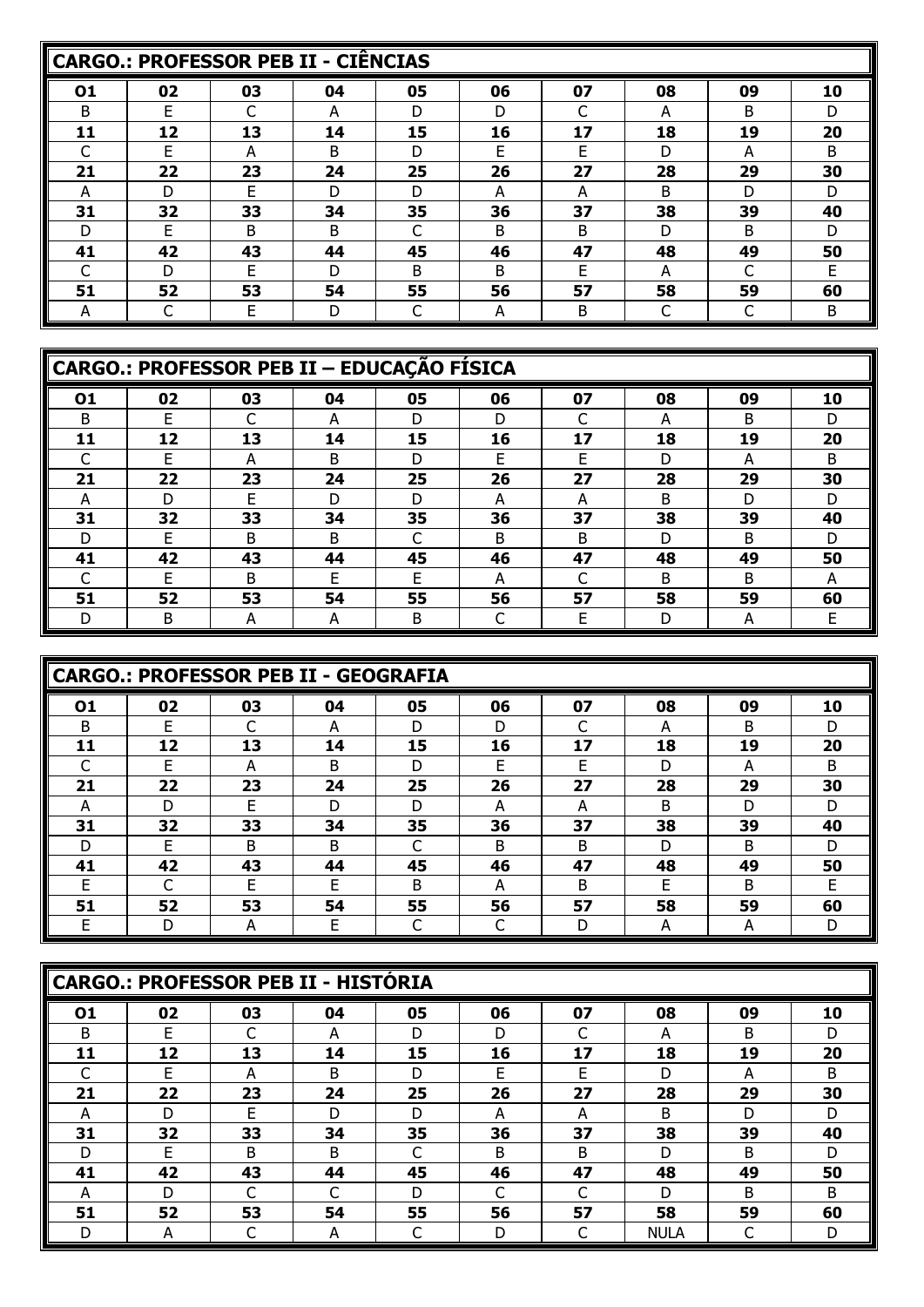## CARGO.: PROFESSOR PEB II - CIÊNCIAS

| 01 | 02 | 03 | 04 | 05 | 06 | 07 | 08 | 09 | 10 |
|---|---|---|---|---|---|---|---|---|---|
| B | E | C | A | D | D | C | A | B | D |
| **11** | **12** | **13** | **14** | **15** | **16** | **17** | **18** | **19** | **20** |
| C | E | A | B | D | E | E | D | A | B |
| **21** | **22** | **23** | **24** | **25** | **26** | **27** | **28** | **29** | **30** |
| A | D | E | D | D | A | A | B | D | D |
| **31** | **32** | **33** | **34** | **35** | **36** | **37** | **38** | **39** | **40** |
| D | E | B | B | C | B | B | D | B | D |
| **41** | **42** | **43** | **44** | **45** | **46** | **47** | **48** | **49** | **50** |
| C | D | E | D | B | B | E | A | C | E |
| **51** | **52** | **53** | **54** | **55** | **56** | **57** | **58** | **59** | **60** |
| A | C | E | D | C | A | B | C | C | B |

## CARGO.: PROFESSOR PEB II – EDUCAÇÃO FÍSICA

| 01 | 02 | 03 | 04 | 05 | 06 | 07 | 08 | 09 | 10 |
|---|---|---|---|---|---|---|---|---|---|
| B | E | C | A | D | D | C | A | B | D |
| **11** | **12** | **13** | **14** | **15** | **16** | **17** | **18** | **19** | **20** |
| C | E | A | B | D | E | E | D | A | B |
| **21** | **22** | **23** | **24** | **25** | **26** | **27** | **28** | **29** | **30** |
| A | D | E | D | D | A | A | B | D | D |
| **31** | **32** | **33** | **34** | **35** | **36** | **37** | **38** | **39** | **40** |
| D | E | B | B | C | B | B | D | B | D |
| **41** | **42** | **43** | **44** | **45** | **46** | **47** | **48** | **49** | **50** |
| C | E | B | E | E | A | C | B | B | A |
| **51** | **52** | **53** | **54** | **55** | **56** | **57** | **58** | **59** | **60** |
| D | B | A | A | B | C | E | D | A | E |

## CARGO.: PROFESSOR PEB II - GEOGRAFIA

| 01 | 02 | 03 | 04 | 05 | 06 | 07 | 08 | 09 | 10 |
|---|---|---|---|---|---|---|---|---|---|
| B | E | C | A | D | D | C | A | B | D |
| **11** | **12** | **13** | **14** | **15** | **16** | **17** | **18** | **19** | **20** |
| C | E | A | B | D | E | E | D | A | B |
| **21** | **22** | **23** | **24** | **25** | **26** | **27** | **28** | **29** | **30** |
| A | D | E | D | D | A | A | B | D | D |
| **31** | **32** | **33** | **34** | **35** | **36** | **37** | **38** | **39** | **40** |
| D | E | B | B | C | B | B | D | B | D |
| **41** | **42** | **43** | **44** | **45** | **46** | **47** | **48** | **49** | **50** |
| E | C | E | E | B | A | B | E | B | E |
| **51** | **52** | **53** | **54** | **55** | **56** | **57** | **58** | **59** | **60** |
| E | D | A | E | C | C | D | A | A | D |

## CARGO.: PROFESSOR PEB II - HISTÓRIA

| 01 | 02 | 03 | 04 | 05 | 06 | 07 | 08 | 09 | 10 |
|---|---|---|---|---|---|---|---|---|---|
| B | E | C | A | D | D | C | A | B | D |
| **11** | **12** | **13** | **14** | **15** | **16** | **17** | **18** | **19** | **20** |
| C | E | A | B | D | E | E | D | A | B |
| **21** | **22** | **23** | **24** | **25** | **26** | **27** | **28** | **29** | **30** |
| A | D | E | D | D | A | A | B | D | D |
| **31** | **32** | **33** | **34** | **35** | **36** | **37** | **38** | **39** | **40** |
| D | E | B | B | C | B | B | D | B | D |
| **41** | **42** | **43** | **44** | **45** | **46** | **47** | **48** | **49** | **50** |
| A | D | C | C | D | C | C | D | B | B |
| **51** | **52** | **53** | **54** | **55** | **56** | **57** | **58** | **59** | **60** |
| D | A | C | A | C | D | C | NULA | C | D |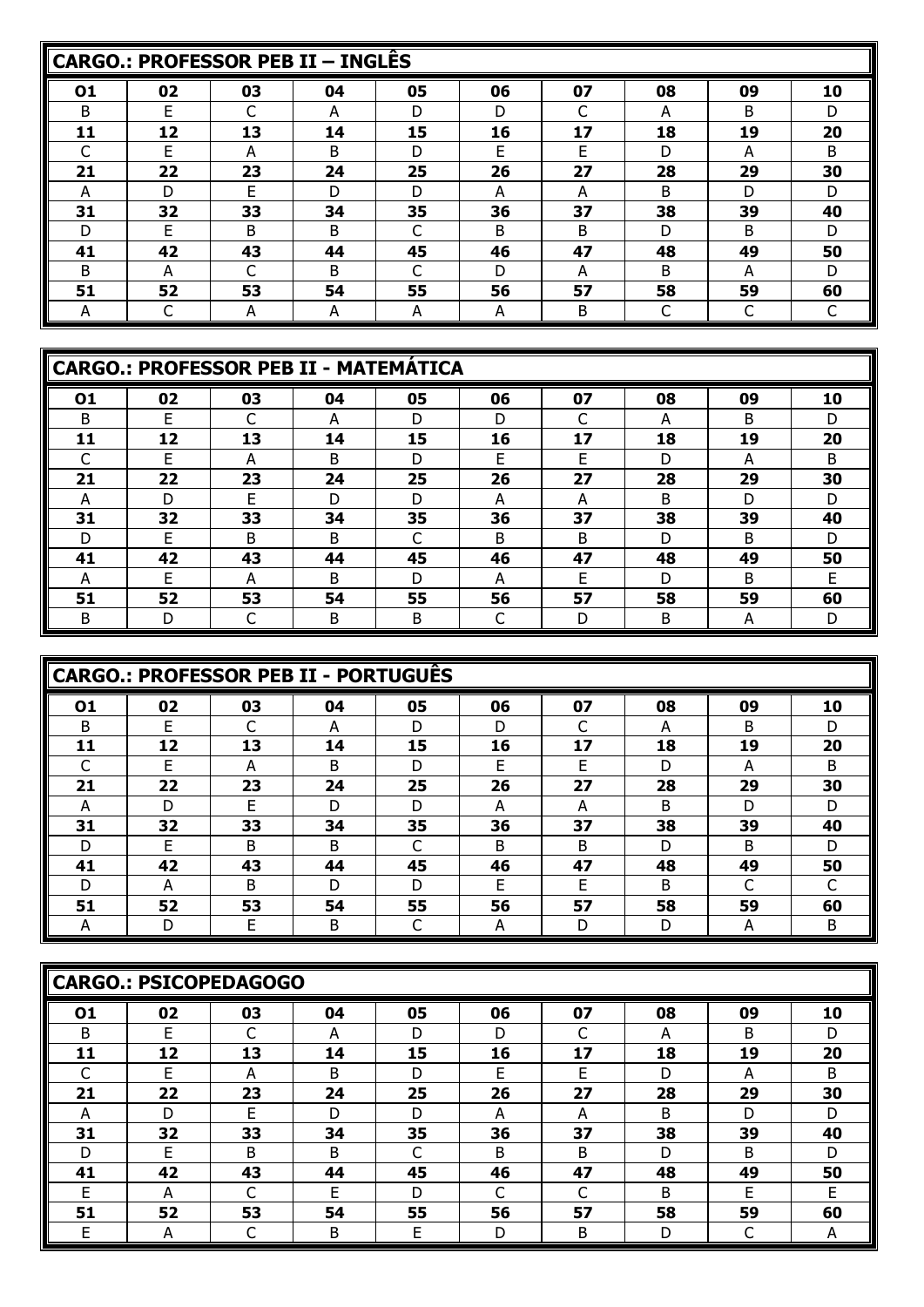## CARGO.: PROFESSOR PEB II – INGLÊS

| 01 | 02 | 03 | 04 | 05 | 06 | 07 | 08 | 09 | 10 |
|---|---|---|---|---|---|---|---|---|---|
| B | E | C | A | D | D | C | A | B | D |
| **11** | **12** | **13** | **14** | **15** | **16** | **17** | **18** | **19** | **20** |
| C | E | A | B | D | E | E | D | A | B |
| **21** | **22** | **23** | **24** | **25** | **26** | **27** | **28** | **29** | **30** |
| A | D | E | D | D | A | A | B | D | D |
| **31** | **32** | **33** | **34** | **35** | **36** | **37** | **38** | **39** | **40** |
| D | E | B | B | C | B | B | D | B | D |
| **41** | **42** | **43** | **44** | **45** | **46** | **47** | **48** | **49** | **50** |
| B | A | C | B | C | D | A | B | A | D |
| **51** | **52** | **53** | **54** | **55** | **56** | **57** | **58** | **59** | **60** |
| A | C | A | A | A | A | B | C | C | C |

## CARGO.: PROFESSOR PEB II - MATEMÁTICA

| 01 | 02 | 03 | 04 | 05 | 06 | 07 | 08 | 09 | 10 |
|---|---|---|---|---|---|---|---|---|---|
| B | E | C | A | D | D | C | A | B | D |
| **11** | **12** | **13** | **14** | **15** | **16** | **17** | **18** | **19** | **20** |
| C | E | A | B | D | E | E | D | A | B |
| **21** | **22** | **23** | **24** | **25** | **26** | **27** | **28** | **29** | **30** |
| A | D | E | D | D | A | A | B | D | D |
| **31** | **32** | **33** | **34** | **35** | **36** | **37** | **38** | **39** | **40** |
| D | E | B | B | C | B | B | D | B | D |
| **41** | **42** | **43** | **44** | **45** | **46** | **47** | **48** | **49** | **50** |
| A | E | A | B | D | A | E | D | B | E |
| **51** | **52** | **53** | **54** | **55** | **56** | **57** | **58** | **59** | **60** |
| B | D | C | B | B | C | D | B | A | D |

## CARGO.: PROFESSOR PEB II - PORTUGUÊS

| 01 | 02 | 03 | 04 | 05 | 06 | 07 | 08 | 09 | 10 |
|---|---|---|---|---|---|---|---|---|---|
| B | E | C | A | D | D | C | A | B | D |
| **11** | **12** | **13** | **14** | **15** | **16** | **17** | **18** | **19** | **20** |
| C | E | A | B | D | E | E | D | A | B |
| **21** | **22** | **23** | **24** | **25** | **26** | **27** | **28** | **29** | **30** |
| A | D | E | D | D | A | A | B | D | D |
| **31** | **32** | **33** | **34** | **35** | **36** | **37** | **38** | **39** | **40** |
| D | E | B | B | C | B | B | D | B | D |
| **41** | **42** | **43** | **44** | **45** | **46** | **47** | **48** | **49** | **50** |
| D | A | B | D | D | E | E | B | C | C |
| **51** | **52** | **53** | **54** | **55** | **56** | **57** | **58** | **59** | **60** |
| A | D | E | B | C | A | D | D | A | B |

## CARGO.: PSICOPEDAGOGO

| 01 | 02 | 03 | 04 | 05 | 06 | 07 | 08 | 09 | 10 |
|---|---|---|---|---|---|---|---|---|---|
| B | E | C | A | D | D | C | A | B | D |
| **11** | **12** | **13** | **14** | **15** | **16** | **17** | **18** | **19** | **20** |
| C | E | A | B | D | E | E | D | A | B |
| **21** | **22** | **23** | **24** | **25** | **26** | **27** | **28** | **29** | **30** |
| A | D | E | D | D | A | A | B | D | D |
| **31** | **32** | **33** | **34** | **35** | **36** | **37** | **38** | **39** | **40** |
| D | E | B | B | C | B | B | D | B | D |
| **41** | **42** | **43** | **44** | **45** | **46** | **47** | **48** | **49** | **50** |
| E | A | C | E | D | C | C | B | E | E |
| **51** | **52** | **53** | **54** | **55** | **56** | **57** | **58** | **59** | **60** |
| E | A | C | B | E | D | B | D | C | A |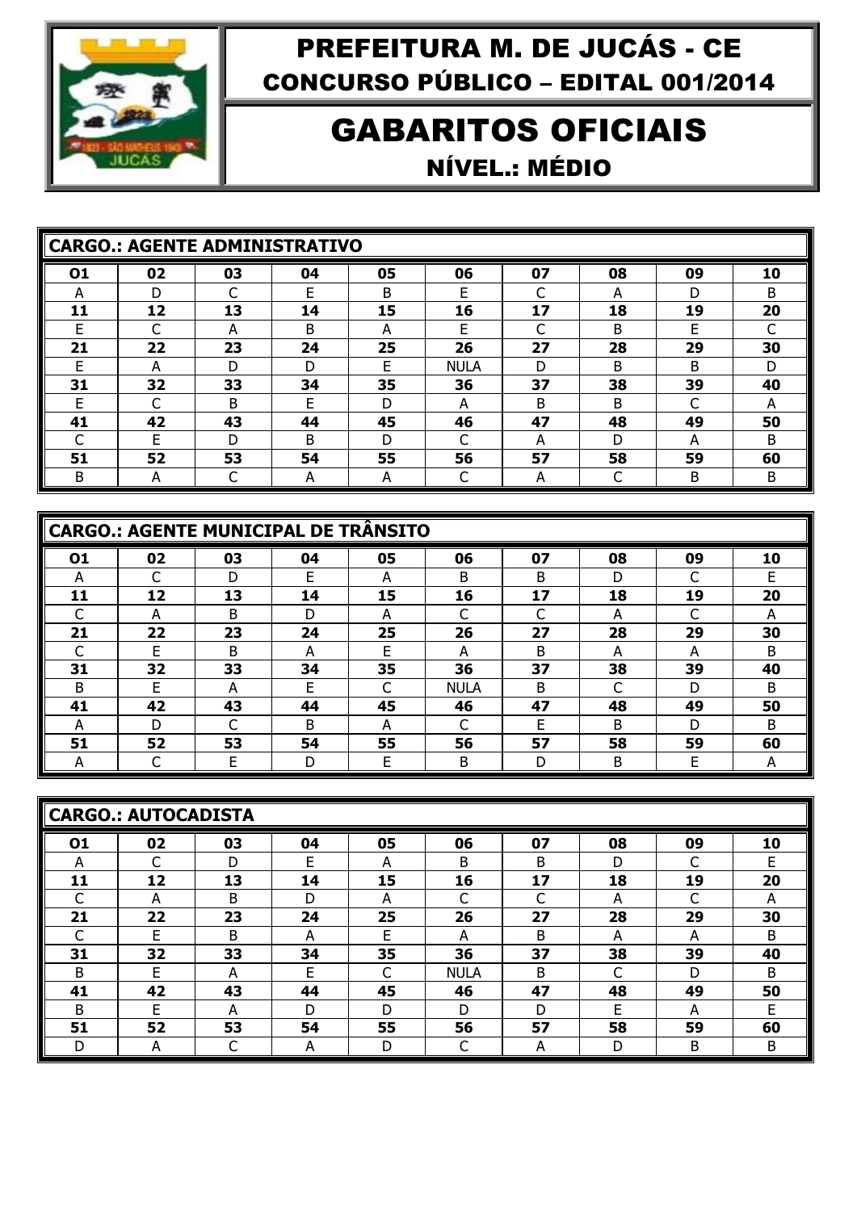# PREFEITURA M. DE JUCÁS - CE
## CONCURSO PÚBLICO – EDITAL 001/2014

# GABARITOS OFICIAIS
## NÍVEL.: MÉDIO

**CARGO.: AGENTE ADMINISTRATIVO**

| 01 | 02 | 03 | 04 | 05 | 06 | 07 | 08 | 09 | 10 |
|---|---|---|---|---|---|---|---|---|---|
| A | D | C | E | B | E | C | A | D | B |
| **11** | **12** | **13** | **14** | **15** | **16** | **17** | **18** | **19** | **20** |
| E | C | A | B | A | E | C | B | E | C |
| **21** | **22** | **23** | **24** | **25** | **26** | **27** | **28** | **29** | **30** |
| E | A | D | D | E | NULA | D | B | B | D |
| **31** | **32** | **33** | **34** | **35** | **36** | **37** | **38** | **39** | **40** |
| E | C | B | E | D | A | B | B | C | A |
| **41** | **42** | **43** | **44** | **45** | **46** | **47** | **48** | **49** | **50** |
| C | E | D | B | D | C | A | D | A | B |
| **51** | **52** | **53** | **54** | **55** | **56** | **57** | **58** | **59** | **60** |
| B | A | C | A | A | C | A | C | B | B |

**CARGO.: AGENTE MUNICIPAL DE TRÂNSITO**

| 01 | 02 | 03 | 04 | 05 | 06 | 07 | 08 | 09 | 10 |
|---|---|---|---|---|---|---|---|---|---|
| A | C | D | E | A | B | B | D | C | E |
| **11** | **12** | **13** | **14** | **15** | **16** | **17** | **18** | **19** | **20** |
| C | A | B | D | A | C | C | A | C | A |
| **21** | **22** | **23** | **24** | **25** | **26** | **27** | **28** | **29** | **30** |
| C | E | B | A | E | A | B | A | A | B |
| **31** | **32** | **33** | **34** | **35** | **36** | **37** | **38** | **39** | **40** |
| B | E | A | E | C | NULA | B | C | D | B |
| **41** | **42** | **43** | **44** | **45** | **46** | **47** | **48** | **49** | **50** |
| A | D | C | B | A | C | E | B | D | B |
| **51** | **52** | **53** | **54** | **55** | **56** | **57** | **58** | **59** | **60** |
| A | C | E | D | E | B | D | B | E | A |

**CARGO.: AUTOCADISTA**

| 01 | 02 | 03 | 04 | 05 | 06 | 07 | 08 | 09 | 10 |
|---|---|---|---|---|---|---|---|---|---|
| A | C | D | E | A | B | B | D | C | E |
| **11** | **12** | **13** | **14** | **15** | **16** | **17** | **18** | **19** | **20** |
| C | A | B | D | A | C | C | A | C | A |
| **21** | **22** | **23** | **24** | **25** | **26** | **27** | **28** | **29** | **30** |
| C | E | B | A | E | A | B | A | A | B |
| **31** | **32** | **33** | **34** | **35** | **36** | **37** | **38** | **39** | **40** |
| B | E | A | E | C | NULA | B | C | D | B |
| **41** | **42** | **43** | **44** | **45** | **46** | **47** | **48** | **49** | **50** |
| B | E | A | D | D | D | D | E | A | E |
| **51** | **52** | **53** | **54** | **55** | **56** | **57** | **58** | **59** | **60** |
| D | A | C | A | D | C | A | D | B | B |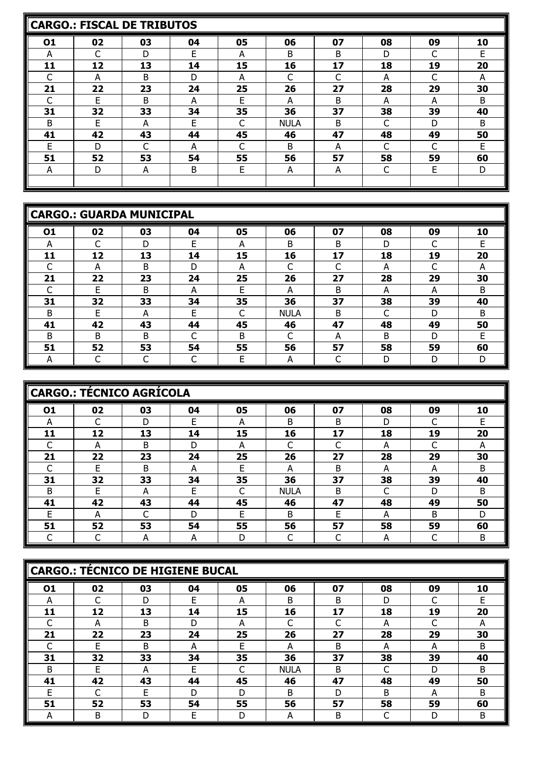## CARGO.: FISCAL DE TRIBUTOS

| 01 | 02 | 03 | 04 | 05 | 06 | 07 | 08 | 09 | 10 |
|---|---|---|---|---|---|---|---|---|---|
| A | C | D | E | A | B | B | D | C | E |
| **11** | **12** | **13** | **14** | **15** | **16** | **17** | **18** | **19** | **20** |
| C | A | B | D | A | C | C | A | C | A |
| **21** | **22** | **23** | **24** | **25** | **26** | **27** | **28** | **29** | **30** |
| C | E | B | A | E | A | B | A | A | B |
| **31** | **32** | **33** | **34** | **35** | **36** | **37** | **38** | **39** | **40** |
| B | E | A | E | C | NULA | B | C | D | B |
| **41** | **42** | **43** | **44** | **45** | **46** | **47** | **48** | **49** | **50** |
| E | D | C | A | C | B | A | C | C | E |
| **51** | **52** | **53** | **54** | **55** | **56** | **57** | **58** | **59** | **60** |
| A | D | A | B | E | A | A | C | E | D |

## CARGO.: GUARDA MUNICIPAL

| 01 | 02 | 03 | 04 | 05 | 06 | 07 | 08 | 09 | 10 |
|---|---|---|---|---|---|---|---|---|---|
| A | C | D | E | A | B | B | D | C | E |
| **11** | **12** | **13** | **14** | **15** | **16** | **17** | **18** | **19** | **20** |
| C | A | B | D | A | C | C | A | C | A |
| **21** | **22** | **23** | **24** | **25** | **26** | **27** | **28** | **29** | **30** |
| C | E | B | A | E | A | B | A | A | B |
| **31** | **32** | **33** | **34** | **35** | **36** | **37** | **38** | **39** | **40** |
| B | E | A | E | C | NULA | B | C | D | B |
| **41** | **42** | **43** | **44** | **45** | **46** | **47** | **48** | **49** | **50** |
| B | B | B | C | B | C | A | B | D | E |
| **51** | **52** | **53** | **54** | **55** | **56** | **57** | **58** | **59** | **60** |
| A | C | C | C | E | A | C | D | D | D |

## CARGO.: TÉCNICO AGRÍCOLA

| 01 | 02 | 03 | 04 | 05 | 06 | 07 | 08 | 09 | 10 |
|---|---|---|---|---|---|---|---|---|---|
| A | C | D | E | A | B | B | D | C | E |
| **11** | **12** | **13** | **14** | **15** | **16** | **17** | **18** | **19** | **20** |
| C | A | B | D | A | C | C | A | C | A |
| **21** | **22** | **23** | **24** | **25** | **26** | **27** | **28** | **29** | **30** |
| C | E | B | A | E | A | B | A | A | B |
| **31** | **32** | **33** | **34** | **35** | **36** | **37** | **38** | **39** | **40** |
| B | E | A | E | C | NULA | B | C | D | B |
| **41** | **42** | **43** | **44** | **45** | **46** | **47** | **48** | **49** | **50** |
| E | A | C | D | E | B | E | A | B | D |
| **51** | **52** | **53** | **54** | **55** | **56** | **57** | **58** | **59** | **60** |
| C | C | A | A | D | C | C | A | C | B |

## CARGO.: TÉCNICO DE HIGIENE BUCAL

| 01 | 02 | 03 | 04 | 05 | 06 | 07 | 08 | 09 | 10 |
|---|---|---|---|---|---|---|---|---|---|
| A | C | D | E | A | B | B | D | C | E |
| **11** | **12** | **13** | **14** | **15** | **16** | **17** | **18** | **19** | **20** |
| C | A | B | D | A | C | C | A | C | A |
| **21** | **22** | **23** | **24** | **25** | **26** | **27** | **28** | **29** | **30** |
| C | E | B | A | E | A | B | A | A | B |
| **31** | **32** | **33** | **34** | **35** | **36** | **37** | **38** | **39** | **40** |
| B | E | A | E | C | NULA | B | C | D | B |
| **41** | **42** | **43** | **44** | **45** | **46** | **47** | **48** | **49** | **50** |
| E | C | E | D | D | B | D | B | A | B |
| **51** | **52** | **53** | **54** | **55** | **56** | **57** | **58** | **59** | **60** |
| A | B | D | E | D | A | B | C | D | B |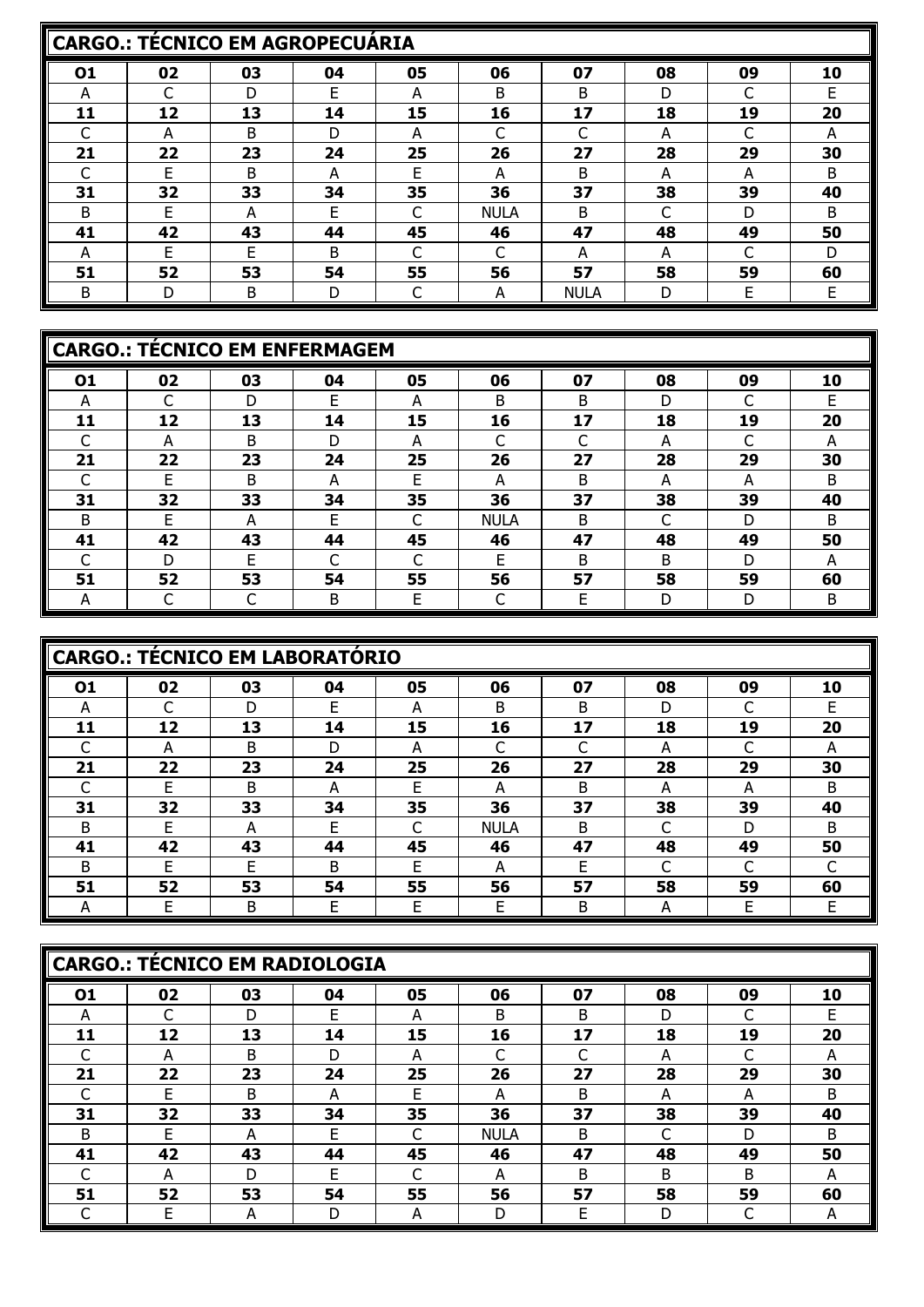| CARGO.: TÉCNICO EM AGROPECUÁRIA | | | | | | | | | |
|---|---|---|---|---|---|---|---|---|---|
| **01** | **02** | **03** | **04** | **05** | **06** | **07** | **08** | **09** | **10** |
| A | C | D | E | A | B | B | D | C | E |
| **11** | **12** | **13** | **14** | **15** | **16** | **17** | **18** | **19** | **20** |
| C | A | B | D | A | C | C | A | C | A |
| **21** | **22** | **23** | **24** | **25** | **26** | **27** | **28** | **29** | **30** |
| C | E | B | A | E | A | B | A | A | B |
| **31** | **32** | **33** | **34** | **35** | **36** | **37** | **38** | **39** | **40** |
| B | E | A | E | C | NULA | B | C | D | B |
| **41** | **42** | **43** | **44** | **45** | **46** | **47** | **48** | **49** | **50** |
| A | E | E | B | C | C | A | A | C | D |
| **51** | **52** | **53** | **54** | **55** | **56** | **57** | **58** | **59** | **60** |
| B | D | B | D | C | A | NULA | D | E | E |

| CARGO.: TÉCNICO EM ENFERMAGEM | | | | | | | | | |
|---|---|---|---|---|---|---|---|---|---|
| **01** | **02** | **03** | **04** | **05** | **06** | **07** | **08** | **09** | **10** |
| A | C | D | E | A | B | B | D | C | E |
| **11** | **12** | **13** | **14** | **15** | **16** | **17** | **18** | **19** | **20** |
| C | A | B | D | A | C | C | A | C | A |
| **21** | **22** | **23** | **24** | **25** | **26** | **27** | **28** | **29** | **30** |
| C | E | B | A | E | A | B | A | A | B |
| **31** | **32** | **33** | **34** | **35** | **36** | **37** | **38** | **39** | **40** |
| B | E | A | E | C | NULA | B | C | D | B |
| **41** | **42** | **43** | **44** | **45** | **46** | **47** | **48** | **49** | **50** |
| C | D | E | C | C | E | B | B | D | A |
| **51** | **52** | **53** | **54** | **55** | **56** | **57** | **58** | **59** | **60** |
| A | C | C | B | E | C | E | D | D | B |

| CARGO.: TÉCNICO EM LABORATÓRIO | | | | | | | | | |
|---|---|---|---|---|---|---|---|---|---|
| **01** | **02** | **03** | **04** | **05** | **06** | **07** | **08** | **09** | **10** |
| A | C | D | E | A | B | B | D | C | E |
| **11** | **12** | **13** | **14** | **15** | **16** | **17** | **18** | **19** | **20** |
| C | A | B | D | A | C | C | A | C | A |
| **21** | **22** | **23** | **24** | **25** | **26** | **27** | **28** | **29** | **30** |
| C | E | B | A | E | A | B | A | A | B |
| **31** | **32** | **33** | **34** | **35** | **36** | **37** | **38** | **39** | **40** |
| B | E | A | E | C | NULA | B | C | D | B |
| **41** | **42** | **43** | **44** | **45** | **46** | **47** | **48** | **49** | **50** |
| B | E | E | B | E | A | E | C | C | C |
| **51** | **52** | **53** | **54** | **55** | **56** | **57** | **58** | **59** | **60** |
| A | E | B | E | E | E | B | A | E | E |

| CARGO.: TÉCNICO EM RADIOLOGIA | | | | | | | | | |
|---|---|---|---|---|---|---|---|---|---|
| **01** | **02** | **03** | **04** | **05** | **06** | **07** | **08** | **09** | **10** |
| A | C | D | E | A | B | B | D | C | E |
| **11** | **12** | **13** | **14** | **15** | **16** | **17** | **18** | **19** | **20** |
| C | A | B | D | A | C | C | A | C | A |
| **21** | **22** | **23** | **24** | **25** | **26** | **27** | **28** | **29** | **30** |
| C | E | B | A | E | A | B | A | A | B |
| **31** | **32** | **33** | **34** | **35** | **36** | **37** | **38** | **39** | **40** |
| B | E | A | E | C | NULA | B | C | D | B |
| **41** | **42** | **43** | **44** | **45** | **46** | **47** | **48** | **49** | **50** |
| C | A | D | E | C | A | B | B | B | A |
| **51** | **52** | **53** | **54** | **55** | **56** | **57** | **58** | **59** | **60** |
| C | E | A | D | A | D | E | D | C | A |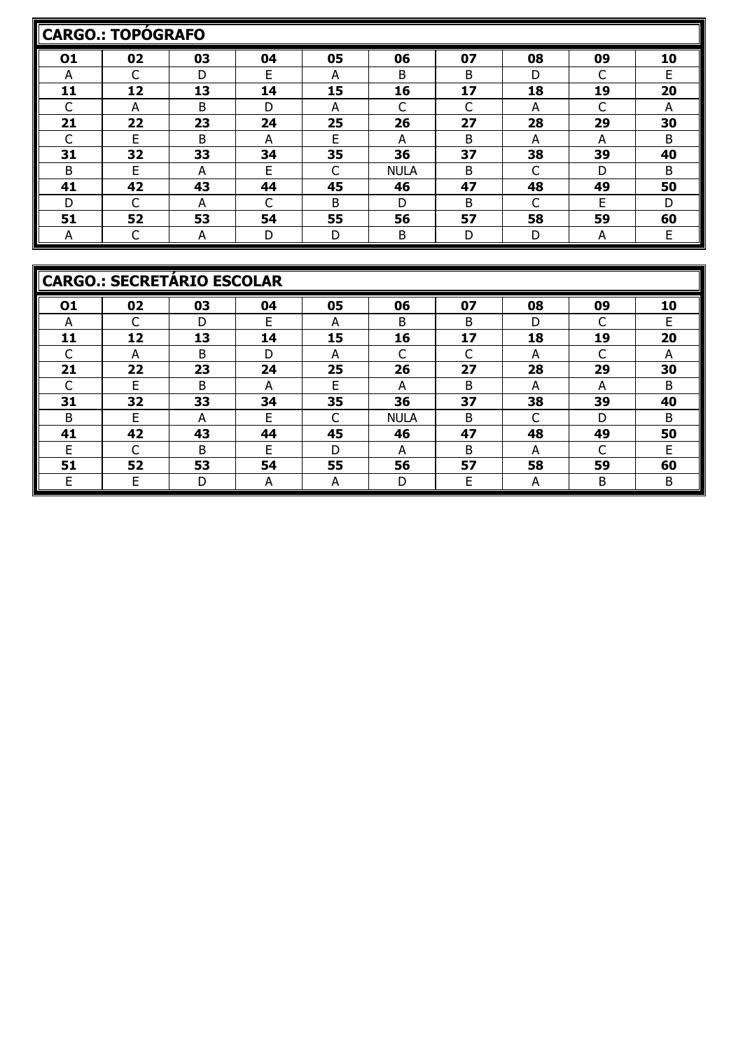## CARGO.: TOPÓGRAFO

| O1 | 02 | 03 | 04 | 05 | 06 | 07 | 08 | 09 | 10 |
|---|---|---|---|---|---|---|---|---|---|
| A | C | D | E | A | B | B | D | C | E |
| **11** | **12** | **13** | **14** | **15** | **16** | **17** | **18** | **19** | **20** |
| C | A | B | D | A | C | C | A | C | A |
| **21** | **22** | **23** | **24** | **25** | **26** | **27** | **28** | **29** | **30** |
| C | E | B | A | E | A | B | A | A | B |
| **31** | **32** | **33** | **34** | **35** | **36** | **37** | **38** | **39** | **40** |
| B | E | A | E | C | NULA | B | C | D | B |
| **41** | **42** | **43** | **44** | **45** | **46** | **47** | **48** | **49** | **50** |
| D | C | A | C | B | D | B | C | E | D |
| **51** | **52** | **53** | **54** | **55** | **56** | **57** | **58** | **59** | **60** |
| A | C | A | D | D | B | D | D | A | E |

## CARGO.: SECRETÁRIO ESCOLAR

| O1 | 02 | 03 | 04 | 05 | 06 | 07 | 08 | 09 | 10 |
|---|---|---|---|---|---|---|---|---|---|
| A | C | D | E | A | B | B | D | C | E |
| **11** | **12** | **13** | **14** | **15** | **16** | **17** | **18** | **19** | **20** |
| C | A | B | D | A | C | C | A | C | A |
| **21** | **22** | **23** | **24** | **25** | **26** | **27** | **28** | **29** | **30** |
| C | E | B | A | E | A | B | A | A | B |
| **31** | **32** | **33** | **34** | **35** | **36** | **37** | **38** | **39** | **40** |
| B | E | A | E | C | NULA | B | C | D | B |
| **41** | **42** | **43** | **44** | **45** | **46** | **47** | **48** | **49** | **50** |
| E | C | B | E | D | A | B | A | C | E |
| **51** | **52** | **53** | **54** | **55** | **56** | **57** | **58** | **59** | **60** |
| E | E | D | A | A | D | E | A | B | B |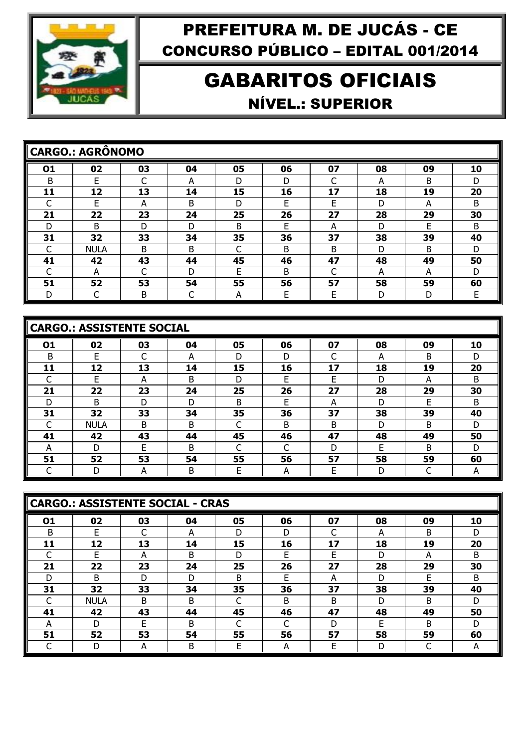# PREFEITURA M. DE JUCÁS - CE

## CONCURSO PÚBLICO – EDITAL 001/2014

# GABARITOS OFICIAIS

## NÍVEL.: SUPERIOR

### CARGO.: AGRÔNOMO

| 01 | 02 | 03 | 04 | 05 | 06 | 07 | 08 | 09 | 10 |
|---|---|---|---|---|---|---|---|---|---|
| B | E | C | A | D | D | C | A | B | D |
| **11** | **12** | **13** | **14** | **15** | **16** | **17** | **18** | **19** | **20** |
| C | E | A | B | D | E | E | D | A | B |
| **21** | **22** | **23** | **24** | **25** | **26** | **27** | **28** | **29** | **30** |
| D | B | D | D | B | E | A | D | E | B |
| **31** | **32** | **33** | **34** | **35** | **36** | **37** | **38** | **39** | **40** |
| C | NULA | B | B | C | B | B | D | B | D |
| **41** | **42** | **43** | **44** | **45** | **46** | **47** | **48** | **49** | **50** |
| C | A | C | D | E | B | C | A | A | D |
| **51** | **52** | **53** | **54** | **55** | **56** | **57** | **58** | **59** | **60** |
| D | C | B | C | A | E | E | D | D | E |

### CARGO.: ASSISTENTE SOCIAL

| 01 | 02 | 03 | 04 | 05 | 06 | 07 | 08 | 09 | 10 |
|---|---|---|---|---|---|---|---|---|---|
| B | E | C | A | D | D | C | A | B | D |
| **11** | **12** | **13** | **14** | **15** | **16** | **17** | **18** | **19** | **20** |
| C | E | A | B | D | E | E | D | A | B |
| **21** | **22** | **23** | **24** | **25** | **26** | **27** | **28** | **29** | **30** |
| D | B | D | D | B | E | A | D | E | B |
| **31** | **32** | **33** | **34** | **35** | **36** | **37** | **38** | **39** | **40** |
| C | NULA | B | B | C | B | B | D | B | D |
| **41** | **42** | **43** | **44** | **45** | **46** | **47** | **48** | **49** | **50** |
| A | D | E | B | C | C | D | E | B | D |
| **51** | **52** | **53** | **54** | **55** | **56** | **57** | **58** | **59** | **60** |
| C | D | A | B | E | A | E | D | C | A |

### CARGO.: ASSISTENTE SOCIAL - CRAS

| 01 | 02 | 03 | 04 | 05 | 06 | 07 | 08 | 09 | 10 |
|---|---|---|---|---|---|---|---|---|---|
| B | E | C | A | D | D | C | A | B | D |
| **11** | **12** | **13** | **14** | **15** | **16** | **17** | **18** | **19** | **20** |
| C | E | A | B | D | E | E | D | A | B |
| **21** | **22** | **23** | **24** | **25** | **26** | **27** | **28** | **29** | **30** |
| D | B | D | D | B | E | A | D | E | B |
| **31** | **32** | **33** | **34** | **35** | **36** | **37** | **38** | **39** | **40** |
| C | NULA | B | B | C | B | B | D | B | D |
| **41** | **42** | **43** | **44** | **45** | **46** | **47** | **48** | **49** | **50** |
| A | D | E | B | C | C | D | E | B | D |
| **51** | **52** | **53** | **54** | **55** | **56** | **57** | **58** | **59** | **60** |
| C | D | A | B | E | A | E | D | C | A |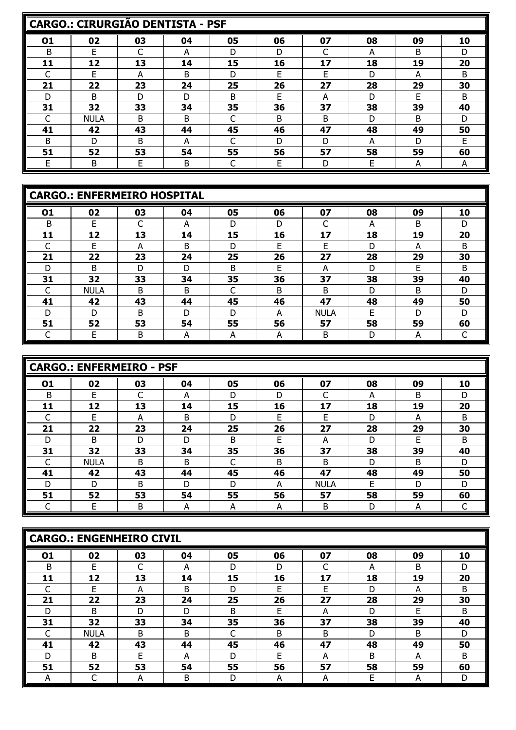## CARGO.: CIRURGIÃO DENTISTA - PSF

| 01 | 02 | 03 | 04 | 05 | 06 | 07 | 08 | 09 | 10 |
|---|---|---|---|---|---|---|---|---|---|
| B | E | C | A | D | D | C | A | B | D |
| **11** | **12** | **13** | **14** | **15** | **16** | **17** | **18** | **19** | **20** |
| C | E | A | B | D | E | E | D | A | B |
| **21** | **22** | **23** | **24** | **25** | **26** | **27** | **28** | **29** | **30** |
| D | B | D | D | B | E | A | D | E | B |
| **31** | **32** | **33** | **34** | **35** | **36** | **37** | **38** | **39** | **40** |
| C | NULA | B | B | C | B | B | D | B | D |
| **41** | **42** | **43** | **44** | **45** | **46** | **47** | **48** | **49** | **50** |
| B | D | B | A | C | D | D | A | D | E |
| **51** | **52** | **53** | **54** | **55** | **56** | **57** | **58** | **59** | **60** |
| E | B | E | B | C | E | D | E | A | A |

## CARGO.: ENFERMEIRO HOSPITAL

| 01 | 02 | 03 | 04 | 05 | 06 | 07 | 08 | 09 | 10 |
|---|---|---|---|---|---|---|---|---|---|
| B | E | C | A | D | D | C | A | B | D |
| **11** | **12** | **13** | **14** | **15** | **16** | **17** | **18** | **19** | **20** |
| C | E | A | B | D | E | E | D | A | B |
| **21** | **22** | **23** | **24** | **25** | **26** | **27** | **28** | **29** | **30** |
| D | B | D | D | B | E | A | D | E | B |
| **31** | **32** | **33** | **34** | **35** | **36** | **37** | **38** | **39** | **40** |
| C | NULA | B | B | C | B | B | D | B | D |
| **41** | **42** | **43** | **44** | **45** | **46** | **47** | **48** | **49** | **50** |
| D | D | B | D | D | A | NULA | E | D | D |
| **51** | **52** | **53** | **54** | **55** | **56** | **57** | **58** | **59** | **60** |
| C | E | B | A | A | A | B | D | A | C |

## CARGO.: ENFERMEIRO - PSF

| 01 | 02 | 03 | 04 | 05 | 06 | 07 | 08 | 09 | 10 |
|---|---|---|---|---|---|---|---|---|---|
| B | E | C | A | D | D | C | A | B | D |
| **11** | **12** | **13** | **14** | **15** | **16** | **17** | **18** | **19** | **20** |
| C | E | A | B | D | E | E | D | A | B |
| **21** | **22** | **23** | **24** | **25** | **26** | **27** | **28** | **29** | **30** |
| D | B | D | D | B | E | A | D | E | B |
| **31** | **32** | **33** | **34** | **35** | **36** | **37** | **38** | **39** | **40** |
| C | NULA | B | B | C | B | B | D | B | D |
| **41** | **42** | **43** | **44** | **45** | **46** | **47** | **48** | **49** | **50** |
| D | D | B | D | D | A | NULA | E | D | D |
| **51** | **52** | **53** | **54** | **55** | **56** | **57** | **58** | **59** | **60** |
| C | E | B | A | A | A | B | D | A | C |

## CARGO.: ENGENHEIRO CIVIL

| 01 | 02 | 03 | 04 | 05 | 06 | 07 | 08 | 09 | 10 |
|---|---|---|---|---|---|---|---|---|---|
| B | E | C | A | D | D | C | A | B | D |
| **11** | **12** | **13** | **14** | **15** | **16** | **17** | **18** | **19** | **20** |
| C | E | A | B | D | E | E | D | A | B |
| **21** | **22** | **23** | **24** | **25** | **26** | **27** | **28** | **29** | **30** |
| D | B | D | D | B | E | A | D | E | B |
| **31** | **32** | **33** | **34** | **35** | **36** | **37** | **38** | **39** | **40** |
| C | NULA | B | B | C | B | B | D | B | D |
| **41** | **42** | **43** | **44** | **45** | **46** | **47** | **48** | **49** | **50** |
| D | B | E | A | D | E | A | B | A | B |
| **51** | **52** | **53** | **54** | **55** | **56** | **57** | **58** | **59** | **60** |
| A | C | A | B | D | A | A | E | A | D |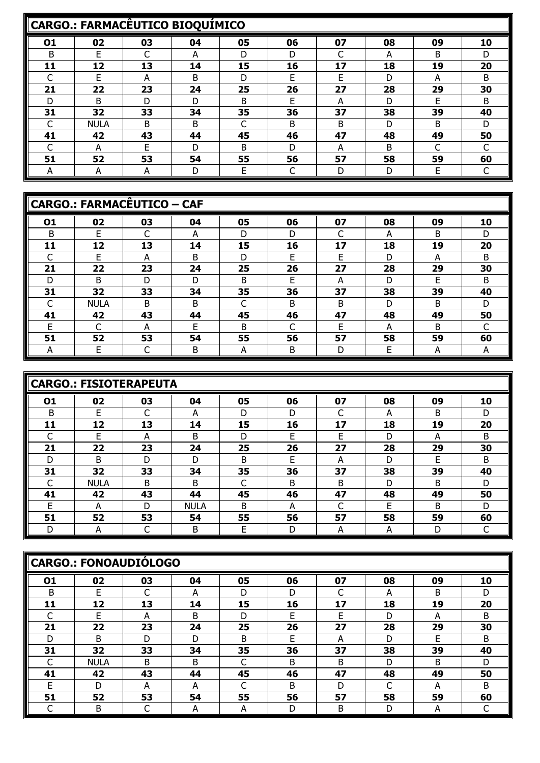## CARGO.: FARMACÊUTICO BIOQUÍMICO

| 01 | 02 | 03 | 04 | 05 | 06 | 07 | 08 | 09 | 10 |
|---|---|---|---|---|---|---|---|---|---|
| B | E | C | A | D | D | C | A | B | D |
| **11** | **12** | **13** | **14** | **15** | **16** | **17** | **18** | **19** | **20** |
| C | E | A | B | D | E | E | D | A | B |
| **21** | **22** | **23** | **24** | **25** | **26** | **27** | **28** | **29** | **30** |
| D | B | D | D | B | E | A | D | E | B |
| **31** | **32** | **33** | **34** | **35** | **36** | **37** | **38** | **39** | **40** |
| C | NULA | B | B | C | B | B | D | B | D |
| **41** | **42** | **43** | **44** | **45** | **46** | **47** | **48** | **49** | **50** |
| C | A | E | D | B | D | A | B | C | C |
| **51** | **52** | **53** | **54** | **55** | **56** | **57** | **58** | **59** | **60** |
| A | A | A | D | E | C | D | D | E | C |

## CARGO.: FARMACÊUTICO – CAF

| 01 | 02 | 03 | 04 | 05 | 06 | 07 | 08 | 09 | 10 |
|---|---|---|---|---|---|---|---|---|---|
| B | E | C | A | D | D | C | A | B | D |
| **11** | **12** | **13** | **14** | **15** | **16** | **17** | **18** | **19** | **20** |
| C | E | A | B | D | E | E | D | A | B |
| **21** | **22** | **23** | **24** | **25** | **26** | **27** | **28** | **29** | **30** |
| D | B | D | D | B | E | A | D | E | B |
| **31** | **32** | **33** | **34** | **35** | **36** | **37** | **38** | **39** | **40** |
| C | NULA | B | B | C | B | B | D | B | D |
| **41** | **42** | **43** | **44** | **45** | **46** | **47** | **48** | **49** | **50** |
| E | C | A | E | B | C | E | A | B | C |
| **51** | **52** | **53** | **54** | **55** | **56** | **57** | **58** | **59** | **60** |
| A | E | C | B | A | B | D | E | A | A |

## CARGO.: FISIOTERAPEUTA

| 01 | 02 | 03 | 04 | 05 | 06 | 07 | 08 | 09 | 10 |
|---|---|---|---|---|---|---|---|---|---|
| B | E | C | A | D | D | C | A | B | D |
| **11** | **12** | **13** | **14** | **15** | **16** | **17** | **18** | **19** | **20** |
| C | E | A | B | D | E | E | D | A | B |
| **21** | **22** | **23** | **24** | **25** | **26** | **27** | **28** | **29** | **30** |
| D | B | D | D | B | E | A | D | E | B |
| **31** | **32** | **33** | **34** | **35** | **36** | **37** | **38** | **39** | **40** |
| C | NULA | B | B | C | B | B | D | B | D |
| **41** | **42** | **43** | **44** | **45** | **46** | **47** | **48** | **49** | **50** |
| E | A | D | NULA | B | A | C | E | B | D |
| **51** | **52** | **53** | **54** | **55** | **56** | **57** | **58** | **59** | **60** |
| D | A | C | B | E | D | A | A | D | C |

## CARGO.: FONOAUDIÓLOGO

| 01 | 02 | 03 | 04 | 05 | 06 | 07 | 08 | 09 | 10 |
|---|---|---|---|---|---|---|---|---|---|
| B | E | C | A | D | D | C | A | B | D |
| **11** | **12** | **13** | **14** | **15** | **16** | **17** | **18** | **19** | **20** |
| C | E | A | B | D | E | E | D | A | B |
| **21** | **22** | **23** | **24** | **25** | **26** | **27** | **28** | **29** | **30** |
| D | B | D | D | B | E | A | D | E | B |
| **31** | **32** | **33** | **34** | **35** | **36** | **37** | **38** | **39** | **40** |
| C | NULA | B | B | C | B | B | D | B | D |
| **41** | **42** | **43** | **44** | **45** | **46** | **47** | **48** | **49** | **50** |
| E | D | A | A | C | B | D | C | A | B |
| **51** | **52** | **53** | **54** | **55** | **56** | **57** | **58** | **59** | **60** |
| C | B | C | A | A | D | B | D | A | C |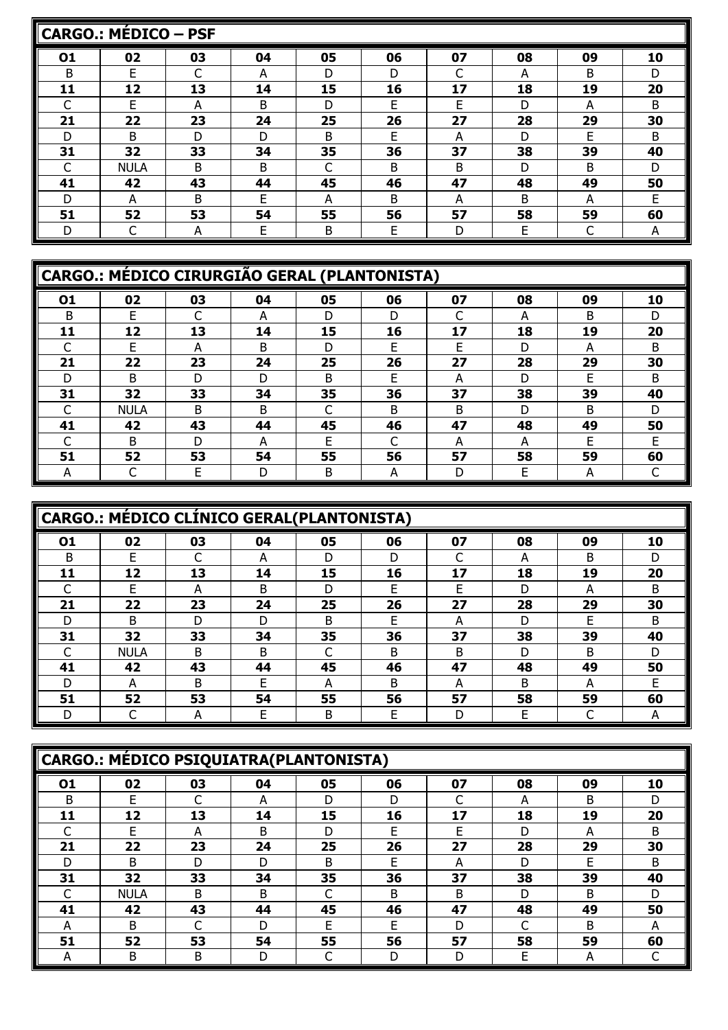## CARGO.: MÉDICO – PSF

| 01 | 02 | 03 | 04 | 05 | 06 | 07 | 08 | 09 | 10 |
|---|---|---|---|---|---|---|---|---|---|
| B | E | C | A | D | D | C | A | B | D |
| **11** | **12** | **13** | **14** | **15** | **16** | **17** | **18** | **19** | **20** |
| C | E | A | B | D | E | E | D | A | B |
| **21** | **22** | **23** | **24** | **25** | **26** | **27** | **28** | **29** | **30** |
| D | B | D | D | B | E | A | D | E | B |
| **31** | **32** | **33** | **34** | **35** | **36** | **37** | **38** | **39** | **40** |
| C | NULA | B | B | C | B | B | D | B | D |
| **41** | **42** | **43** | **44** | **45** | **46** | **47** | **48** | **49** | **50** |
| D | A | B | E | A | B | A | B | A | E |
| **51** | **52** | **53** | **54** | **55** | **56** | **57** | **58** | **59** | **60** |
| D | C | A | E | B | E | D | E | C | A |

## CARGO.: MÉDICO CIRURGIÃO GERAL (PLANTONISTA)

| 01 | 02 | 03 | 04 | 05 | 06 | 07 | 08 | 09 | 10 |
|---|---|---|---|---|---|---|---|---|---|
| B | E | C | A | D | D | C | A | B | D |
| **11** | **12** | **13** | **14** | **15** | **16** | **17** | **18** | **19** | **20** |
| C | E | A | B | D | E | E | D | A | B |
| **21** | **22** | **23** | **24** | **25** | **26** | **27** | **28** | **29** | **30** |
| D | B | D | D | B | E | A | D | E | B |
| **31** | **32** | **33** | **34** | **35** | **36** | **37** | **38** | **39** | **40** |
| C | NULA | B | B | C | B | B | D | B | D |
| **41** | **42** | **43** | **44** | **45** | **46** | **47** | **48** | **49** | **50** |
| C | B | D | A | E | C | A | A | E | E |
| **51** | **52** | **53** | **54** | **55** | **56** | **57** | **58** | **59** | **60** |
| A | C | E | D | B | A | D | E | A | C |

## CARGO.: MÉDICO CLÍNICO GERAL(PLANTONISTA)

| 01 | 02 | 03 | 04 | 05 | 06 | 07 | 08 | 09 | 10 |
|---|---|---|---|---|---|---|---|---|---|
| B | E | C | A | D | D | C | A | B | D |
| **11** | **12** | **13** | **14** | **15** | **16** | **17** | **18** | **19** | **20** |
| C | E | A | B | D | E | E | D | A | B |
| **21** | **22** | **23** | **24** | **25** | **26** | **27** | **28** | **29** | **30** |
| D | B | D | D | B | E | A | D | E | B |
| **31** | **32** | **33** | **34** | **35** | **36** | **37** | **38** | **39** | **40** |
| C | NULA | B | B | C | B | B | D | B | D |
| **41** | **42** | **43** | **44** | **45** | **46** | **47** | **48** | **49** | **50** |
| D | A | B | E | A | B | A | B | A | E |
| **51** | **52** | **53** | **54** | **55** | **56** | **57** | **58** | **59** | **60** |
| D | C | A | E | B | E | D | E | C | A |

## CARGO.: MÉDICO PSIQUIATRA(PLANTONISTA)

| 01 | 02 | 03 | 04 | 05 | 06 | 07 | 08 | 09 | 10 |
|---|---|---|---|---|---|---|---|---|---|
| B | E | C | A | D | D | C | A | B | D |
| **11** | **12** | **13** | **14** | **15** | **16** | **17** | **18** | **19** | **20** |
| C | E | A | B | D | E | E | D | A | B |
| **21** | **22** | **23** | **24** | **25** | **26** | **27** | **28** | **29** | **30** |
| D | B | D | D | B | E | A | D | E | B |
| **31** | **32** | **33** | **34** | **35** | **36** | **37** | **38** | **39** | **40** |
| C | NULA | B | B | C | B | B | D | B | D |
| **41** | **42** | **43** | **44** | **45** | **46** | **47** | **48** | **49** | **50** |
| A | B | C | D | E | E | D | C | B | A |
| **51** | **52** | **53** | **54** | **55** | **56** | **57** | **58** | **59** | **60** |
| A | B | B | D | C | D | D | E | A | C |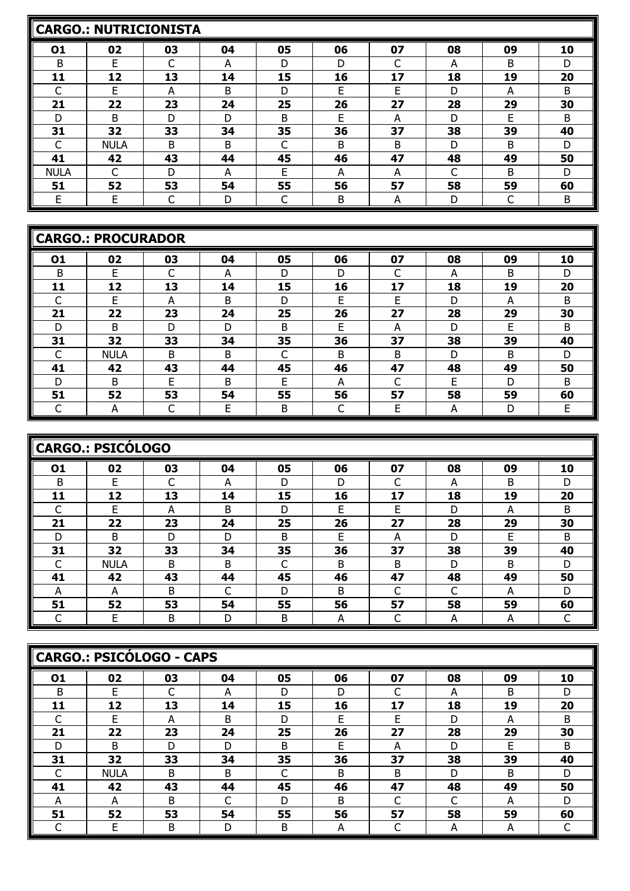## CARGO.: NUTRICIONISTA

| O1 | 02 | 03 | 04 | 05 | 06 | 07 | 08 | 09 | 10 |
|---|---|---|---|---|---|---|---|---|---|
| B | E | C | A | D | D | C | A | B | D |
| **11** | **12** | **13** | **14** | **15** | **16** | **17** | **18** | **19** | **20** |
| C | E | A | B | D | E | E | D | A | B |
| **21** | **22** | **23** | **24** | **25** | **26** | **27** | **28** | **29** | **30** |
| D | B | D | D | B | E | A | D | E | B |
| **31** | **32** | **33** | **34** | **35** | **36** | **37** | **38** | **39** | **40** |
| C | NULA | B | B | C | B | B | D | B | D |
| **41** | **42** | **43** | **44** | **45** | **46** | **47** | **48** | **49** | **50** |
| NULA | C | D | A | E | A | A | C | B | D |
| **51** | **52** | **53** | **54** | **55** | **56** | **57** | **58** | **59** | **60** |
| E | E | C | D | C | B | A | D | C | B |

## CARGO.: PROCURADOR

| O1 | 02 | 03 | 04 | 05 | 06 | 07 | 08 | 09 | 10 |
|---|---|---|---|---|---|---|---|---|---|
| B | E | C | A | D | D | C | A | B | D |
| **11** | **12** | **13** | **14** | **15** | **16** | **17** | **18** | **19** | **20** |
| C | E | A | B | D | E | E | D | A | B |
| **21** | **22** | **23** | **24** | **25** | **26** | **27** | **28** | **29** | **30** |
| D | B | D | D | B | E | A | D | E | B |
| **31** | **32** | **33** | **34** | **35** | **36** | **37** | **38** | **39** | **40** |
| C | NULA | B | B | C | B | B | D | B | D |
| **41** | **42** | **43** | **44** | **45** | **46** | **47** | **48** | **49** | **50** |
| D | B | E | B | E | A | C | E | D | B |
| **51** | **52** | **53** | **54** | **55** | **56** | **57** | **58** | **59** | **60** |
| C | A | C | E | B | C | E | A | D | E |

## CARGO.: PSICÓLOGO

| O1 | 02 | 03 | 04 | 05 | 06 | 07 | 08 | 09 | 10 |
|---|---|---|---|---|---|---|---|---|---|
| B | E | C | A | D | D | C | A | B | D |
| **11** | **12** | **13** | **14** | **15** | **16** | **17** | **18** | **19** | **20** |
| C | E | A | B | D | E | E | D | A | B |
| **21** | **22** | **23** | **24** | **25** | **26** | **27** | **28** | **29** | **30** |
| D | B | D | D | B | E | A | D | E | B |
| **31** | **32** | **33** | **34** | **35** | **36** | **37** | **38** | **39** | **40** |
| C | NULA | B | B | C | B | B | D | B | D |
| **41** | **42** | **43** | **44** | **45** | **46** | **47** | **48** | **49** | **50** |
| A | A | B | C | D | B | C | C | A | D |
| **51** | **52** | **53** | **54** | **55** | **56** | **57** | **58** | **59** | **60** |
| C | E | B | D | B | A | C | A | A | C |

## CARGO.: PSICÓLOGO - CAPS

| O1 | 02 | 03 | 04 | 05 | 06 | 07 | 08 | 09 | 10 |
|---|---|---|---|---|---|---|---|---|---|
| B | E | C | A | D | D | C | A | B | D |
| **11** | **12** | **13** | **14** | **15** | **16** | **17** | **18** | **19** | **20** |
| C | E | A | B | D | E | E | D | A | B |
| **21** | **22** | **23** | **24** | **25** | **26** | **27** | **28** | **29** | **30** |
| D | B | D | D | B | E | A | D | E | B |
| **31** | **32** | **33** | **34** | **35** | **36** | **37** | **38** | **39** | **40** |
| C | NULA | B | B | C | B | B | D | B | D |
| **41** | **42** | **43** | **44** | **45** | **46** | **47** | **48** | **49** | **50** |
| A | A | B | C | D | B | C | C | A | D |
| **51** | **52** | **53** | **54** | **55** | **56** | **57** | **58** | **59** | **60** |
| C | E | B | D | B | A | C | A | A | C |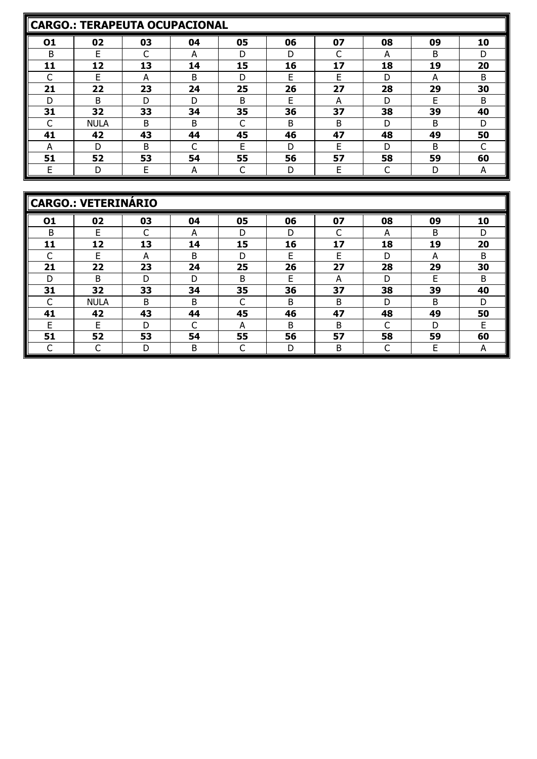## CARGO.: TERAPEUTA OCUPACIONAL

| O1 | 02 | 03 | 04 | 05 | 06 | 07 | 08 | 09 | 10 |
|---|---|---|---|---|---|---|---|---|---|
| B | E | C | A | D | D | C | A | B | D |
| **11** | **12** | **13** | **14** | **15** | **16** | **17** | **18** | **19** | **20** |
| C | E | A | B | D | E | E | D | A | B |
| **21** | **22** | **23** | **24** | **25** | **26** | **27** | **28** | **29** | **30** |
| D | B | D | D | B | E | A | D | E | B |
| **31** | **32** | **33** | **34** | **35** | **36** | **37** | **38** | **39** | **40** |
| C | NULA | B | B | C | B | B | D | B | D |
| **41** | **42** | **43** | **44** | **45** | **46** | **47** | **48** | **49** | **50** |
| A | D | B | C | E | D | E | D | B | C |
| **51** | **52** | **53** | **54** | **55** | **56** | **57** | **58** | **59** | **60** |
| E | D | E | A | C | D | E | C | D | A |

## CARGO.: VETERINÁRIO

| O1 | 02 | 03 | 04 | 05 | 06 | 07 | 08 | 09 | 10 |
|---|---|---|---|---|---|---|---|---|---|
| B | E | C | A | D | D | C | A | B | D |
| **11** | **12** | **13** | **14** | **15** | **16** | **17** | **18** | **19** | **20** |
| C | E | A | B | D | E | E | D | A | B |
| **21** | **22** | **23** | **24** | **25** | **26** | **27** | **28** | **29** | **30** |
| D | B | D | D | B | E | A | D | E | B |
| **31** | **32** | **33** | **34** | **35** | **36** | **37** | **38** | **39** | **40** |
| C | NULA | B | B | C | B | B | D | B | D |
| **41** | **42** | **43** | **44** | **45** | **46** | **47** | **48** | **49** | **50** |
| E | E | D | C | A | B | B | C | D | E |
| **51** | **52** | **53** | **54** | **55** | **56** | **57** | **58** | **59** | **60** |
| C | C | D | B | C | D | B | C | E | A |